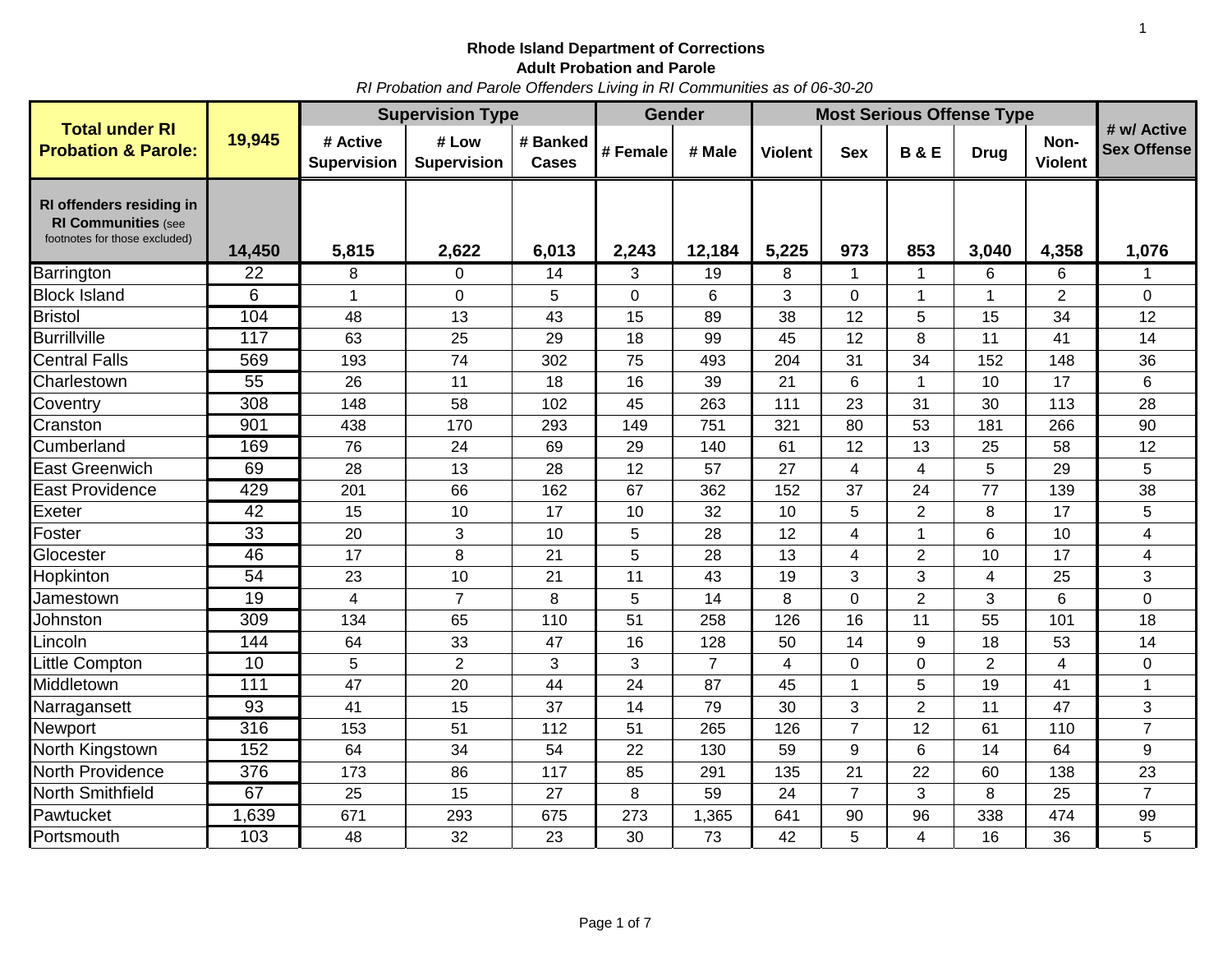**Rhode Island Department of Corrections**

**Adult Probation and Parole**

*RI Probation and Parole Offenders Living in RI Communities as of 06-30-20*

| **Total under RI Probation & Parole:** | **19,945** | **Supervision Type** | | | **Gender** | | **Most Serious Offense Type** | | | | | **# w/ Active Sex Offense** |
|---|---|---|---|---|---|---|---|---|---|---|---|---|
| | | **# Active Supervision** | **# Low Supervision** | **# Banked Cases** | **# Female** | **# Male** | **Violent** | **Sex** | **B & E** | **Drug** | **Non-Violent** | |
| **RI offenders residing in RI Communities** (see footnotes for those excluded) | **14,450** | **5,815** | **2,622** | **6,013** | **2,243** | **12,184** | **5,225** | **973** | **853** | **3,040** | **4,358** | **1,076** |
| Barrington | 22 | 8 | 0 | 14 | 3 | 19 | 8 | 1 | 1 | 6 | 6 | 1 |
| Block Island | 6 | 1 | 0 | 5 | 0 | 6 | 3 | 0 | 1 | 1 | 2 | 0 |
| Bristol | 104 | 48 | 13 | 43 | 15 | 89 | 38 | 12 | 5 | 15 | 34 | 12 |
| Burrillville | 117 | 63 | 25 | 29 | 18 | 99 | 45 | 12 | 8 | 11 | 41 | 14 |
| Central Falls | 569 | 193 | 74 | 302 | 75 | 493 | 204 | 31 | 34 | 152 | 148 | 36 |
| Charlestown | 55 | 26 | 11 | 18 | 16 | 39 | 21 | 6 | 1 | 10 | 17 | 6 |
| Coventry | 308 | 148 | 58 | 102 | 45 | 263 | 111 | 23 | 31 | 30 | 113 | 28 |
| Cranston | 901 | 438 | 170 | 293 | 149 | 751 | 321 | 80 | 53 | 181 | 266 | 90 |
| Cumberland | 169 | 76 | 24 | 69 | 29 | 140 | 61 | 12 | 13 | 25 | 58 | 12 |
| East Greenwich | 69 | 28 | 13 | 28 | 12 | 57 | 27 | 4 | 4 | 5 | 29 | 5 |
| East Providence | 429 | 201 | 66 | 162 | 67 | 362 | 152 | 37 | 24 | 77 | 139 | 38 |
| Exeter | 42 | 15 | 10 | 17 | 10 | 32 | 10 | 5 | 2 | 8 | 17 | 5 |
| Foster | 33 | 20 | 3 | 10 | 5 | 28 | 12 | 4 | 1 | 6 | 10 | 4 |
| Glocester | 46 | 17 | 8 | 21 | 5 | 28 | 13 | 4 | 2 | 10 | 17 | 4 |
| Hopkinton | 54 | 23 | 10 | 21 | 11 | 43 | 19 | 3 | 3 | 4 | 25 | 3 |
| Jamestown | 19 | 4 | 7 | 8 | 5 | 14 | 8 | 0 | 2 | 3 | 6 | 0 |
| Johnston | 309 | 134 | 65 | 110 | 51 | 258 | 126 | 16 | 11 | 55 | 101 | 18 |
| Lincoln | 144 | 64 | 33 | 47 | 16 | 128 | 50 | 14 | 9 | 18 | 53 | 14 |
| Little Compton | 10 | 5 | 2 | 3 | 3 | 7 | 4 | 0 | 0 | 2 | 4 | 0 |
| Middletown | 111 | 47 | 20 | 44 | 24 | 87 | 45 | 1 | 5 | 19 | 41 | 1 |
| Narragansett | 93 | 41 | 15 | 37 | 14 | 79 | 30 | 3 | 2 | 11 | 47 | 3 |
| Newport | 316 | 153 | 51 | 112 | 51 | 265 | 126 | 7 | 12 | 61 | 110 | 7 |
| North Kingstown | 152 | 64 | 34 | 54 | 22 | 130 | 59 | 9 | 6 | 14 | 64 | 9 |
| North Providence | 376 | 173 | 86 | 117 | 85 | 291 | 135 | 21 | 22 | 60 | 138 | 23 |
| North Smithfield | 67 | 25 | 15 | 27 | 8 | 59 | 24 | 7 | 3 | 8 | 25 | 7 |
| Pawtucket | 1,639 | 671 | 293 | 675 | 273 | 1,365 | 641 | 90 | 96 | 338 | 474 | 99 |
| Portsmouth | 103 | 48 | 32 | 23 | 30 | 73 | 42 | 5 | 4 | 16 | 36 | 5 |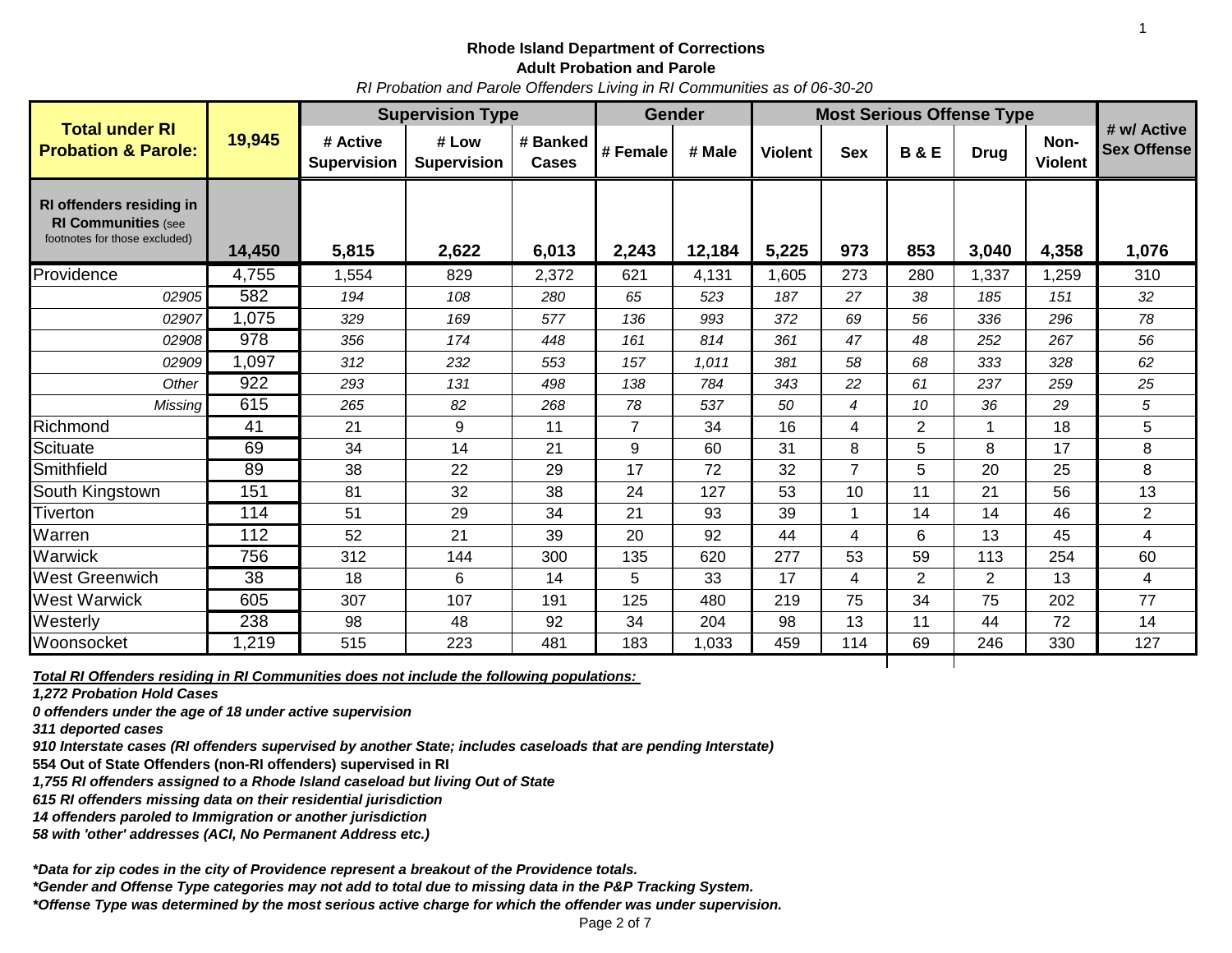**Rhode Island Department of Corrections**
**Adult Probation and Parole**
*RI Probation and Parole Offenders Living in RI Communities as of 06-30-20*

| Total under RI Probation & Parole: | 19,945 | Supervision Type | | | Gender | | Most Serious Offense Type | | | | | # w/ Active Sex Offense |
|---|---|---|---|---|---|---|---|---|---|---|---|---|
| | | # Active Supervision | # Low Supervision | # Banked Cases | # Female | # Male | Violent | Sex | B & E | Drug | Non-Violent | |
| **RI offenders residing in RI Communities** (see footnotes for those excluded) | **14,450** | **5,815** | **2,622** | **6,013** | **2,243** | **12,184** | **5,225** | **973** | **853** | **3,040** | **4,358** | **1,076** |
| Providence | 4,755 | 1,554 | 829 | 2,372 | 621 | 4,131 | 1,605 | 273 | 280 | 1,337 | 1,259 | 310 |
| *02905* | 582 | *194* | *108* | *280* | *65* | *523* | *187* | *27* | *38* | *185* | *151* | *32* |
| *02907* | 1,075 | *329* | *169* | *577* | *136* | *993* | *372* | *69* | *56* | *336* | *296* | *78* |
| *02908* | 978 | *356* | *174* | *448* | *161* | *814* | *361* | *47* | *48* | *252* | *267* | *56* |
| *02909* | 1,097 | *312* | *232* | *553* | *157* | *1,011* | *381* | *58* | *68* | *333* | *328* | *62* |
| *Other* | 922 | *293* | *131* | *498* | *138* | *784* | *343* | *22* | *61* | *237* | *259* | *25* |
| *Missing* | 615 | *265* | *82* | *268* | *78* | *537* | *50* | *4* | *10* | *36* | *29* | *5* |
| Richmond | 41 | 21 | 9 | 11 | 7 | 34 | 16 | 4 | 2 | 1 | 18 | 5 |
| Scituate | 69 | 34 | 14 | 21 | 9 | 60 | 31 | 8 | 5 | 8 | 17 | 8 |
| Smithfield | 89 | 38 | 22 | 29 | 17 | 72 | 32 | 7 | 5 | 20 | 25 | 8 |
| South Kingstown | 151 | 81 | 32 | 38 | 24 | 127 | 53 | 10 | 11 | 21 | 56 | 13 |
| Tiverton | 114 | 51 | 29 | 34 | 21 | 93 | 39 | 1 | 14 | 14 | 46 | 2 |
| Warren | 112 | 52 | 21 | 39 | 20 | 92 | 44 | 4 | 6 | 13 | 45 | 4 |
| Warwick | 756 | 312 | 144 | 300 | 135 | 620 | 277 | 53 | 59 | 113 | 254 | 60 |
| West Greenwich | 38 | 18 | 6 | 14 | 5 | 33 | 17 | 4 | 2 | 2 | 13 | 4 |
| West Warwick | 605 | 307 | 107 | 191 | 125 | 480 | 219 | 75 | 34 | 75 | 202 | 77 |
| Westerly | 238 | 98 | 48 | 92 | 34 | 204 | 98 | 13 | 11 | 44 | 72 | 14 |
| Woonsocket | 1,219 | 515 | 223 | 481 | 183 | 1,033 | 459 | 114 | 69 | 246 | 330 | 127 |

***Total RI Offenders residing in RI Communities does not include the following populations:***

***1,272 Probation Hold Cases***
***0 offenders under the age of 18 under active supervision***
***311 deported cases***
***910 Interstate cases (RI offenders supervised by another State; includes caseloads that are pending Interstate)***
**554 Out of State Offenders (non-RI offenders) supervised in RI**
***1,755 RI offenders assigned to a Rhode Island caseload but living Out of State***
***615 RI offenders missing data on their residential jurisdiction***
***14 offenders paroled to Immigration or another jurisdiction***
***58 with 'other' addresses (ACI, No Permanent Address etc.)***

****Data for zip codes in the city of Providence represent a breakout of the Providence totals.***
****Gender and Offense Type categories may not add to total due to missing data in the P&P Tracking System.***
****Offense Type was determined by the most serious active charge for which the offender was under supervision.***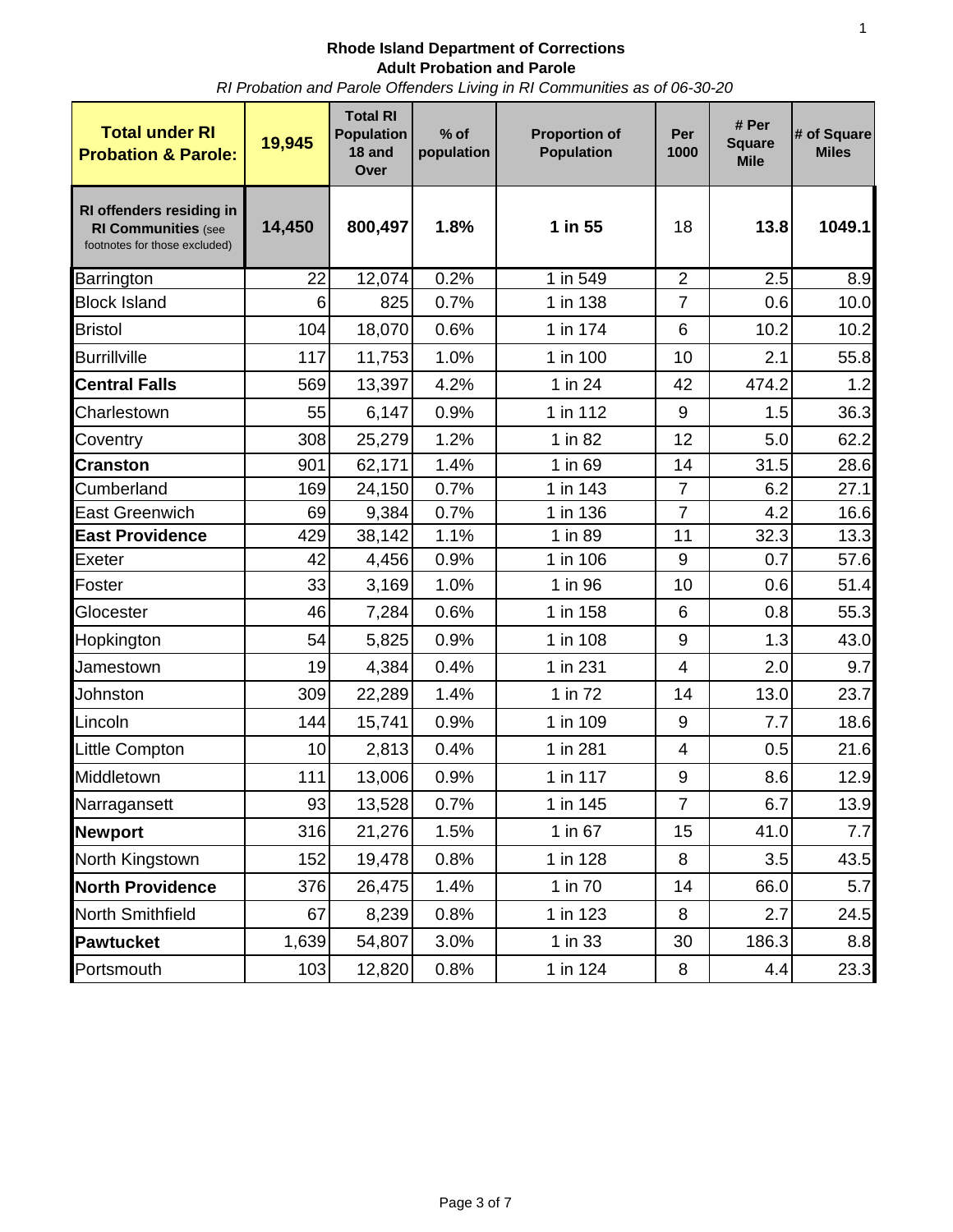**Rhode Island Department of Corrections**
**Adult Probation and Parole**
*RI Probation and Parole Offenders Living in RI Communities as of 06-30-20*

| **Total under RI Probation & Parole:** | **19,945** | **Total RI Population 18 and Over** | **% of population** | **Proportion of Population** | **Per 1000** | **# Per Square Mile** | **# of Square Miles** |
|---|---|---|---|---|---|---|---|
| **RI offenders residing in RI Communities** (see footnotes for those excluded) | **14,450** | **800,497** | **1.8%** | **1 in 55** | 18 | **13.8** | **1049.1** |
| Barrington | 22 | 12,074 | 0.2% | 1 in 549 | 2 | 2.5 | 8.9 |
| Block Island | 6 | 825 | 0.7% | 1 in 138 | 7 | 0.6 | 10.0 |
| Bristol | 104 | 18,070 | 0.6% | 1 in 174 | 6 | 10.2 | 10.2 |
| Burrillville | 117 | 11,753 | 1.0% | 1 in 100 | 10 | 2.1 | 55.8 |
| **Central Falls** | 569 | 13,397 | 4.2% | 1 in 24 | 42 | 474.2 | 1.2 |
| Charlestown | 55 | 6,147 | 0.9% | 1 in 112 | 9 | 1.5 | 36.3 |
| Coventry | 308 | 25,279 | 1.2% | 1 in 82 | 12 | 5.0 | 62.2 |
| **Cranston** | 901 | 62,171 | 1.4% | 1 in 69 | 14 | 31.5 | 28.6 |
| Cumberland | 169 | 24,150 | 0.7% | 1 in 143 | 7 | 6.2 | 27.1 |
| East Greenwich | 69 | 9,384 | 0.7% | 1 in 136 | 7 | 4.2 | 16.6 |
| **East Providence** | 429 | 38,142 | 1.1% | 1 in 89 | 11 | 32.3 | 13.3 |
| Exeter | 42 | 4,456 | 0.9% | 1 in 106 | 9 | 0.7 | 57.6 |
| Foster | 33 | 3,169 | 1.0% | 1 in 96 | 10 | 0.6 | 51.4 |
| Glocester | 46 | 7,284 | 0.6% | 1 in 158 | 6 | 0.8 | 55.3 |
| Hopkington | 54 | 5,825 | 0.9% | 1 in 108 | 9 | 1.3 | 43.0 |
| Jamestown | 19 | 4,384 | 0.4% | 1 in 231 | 4 | 2.0 | 9.7 |
| Johnston | 309 | 22,289 | 1.4% | 1 in 72 | 14 | 13.0 | 23.7 |
| Lincoln | 144 | 15,741 | 0.9% | 1 in 109 | 9 | 7.7 | 18.6 |
| Little Compton | 10 | 2,813 | 0.4% | 1 in 281 | 4 | 0.5 | 21.6 |
| Middletown | 111 | 13,006 | 0.9% | 1 in 117 | 9 | 8.6 | 12.9 |
| Narragansett | 93 | 13,528 | 0.7% | 1 in 145 | 7 | 6.7 | 13.9 |
| **Newport** | 316 | 21,276 | 1.5% | 1 in 67 | 15 | 41.0 | 7.7 |
| North Kingstown | 152 | 19,478 | 0.8% | 1 in 128 | 8 | 3.5 | 43.5 |
| **North Providence** | 376 | 26,475 | 1.4% | 1 in 70 | 14 | 66.0 | 5.7 |
| North Smithfield | 67 | 8,239 | 0.8% | 1 in 123 | 8 | 2.7 | 24.5 |
| **Pawtucket** | 1,639 | 54,807 | 3.0% | 1 in 33 | 30 | 186.3 | 8.8 |
| Portsmouth | 103 | 12,820 | 0.8% | 1 in 124 | 8 | 4.4 | 23.3 |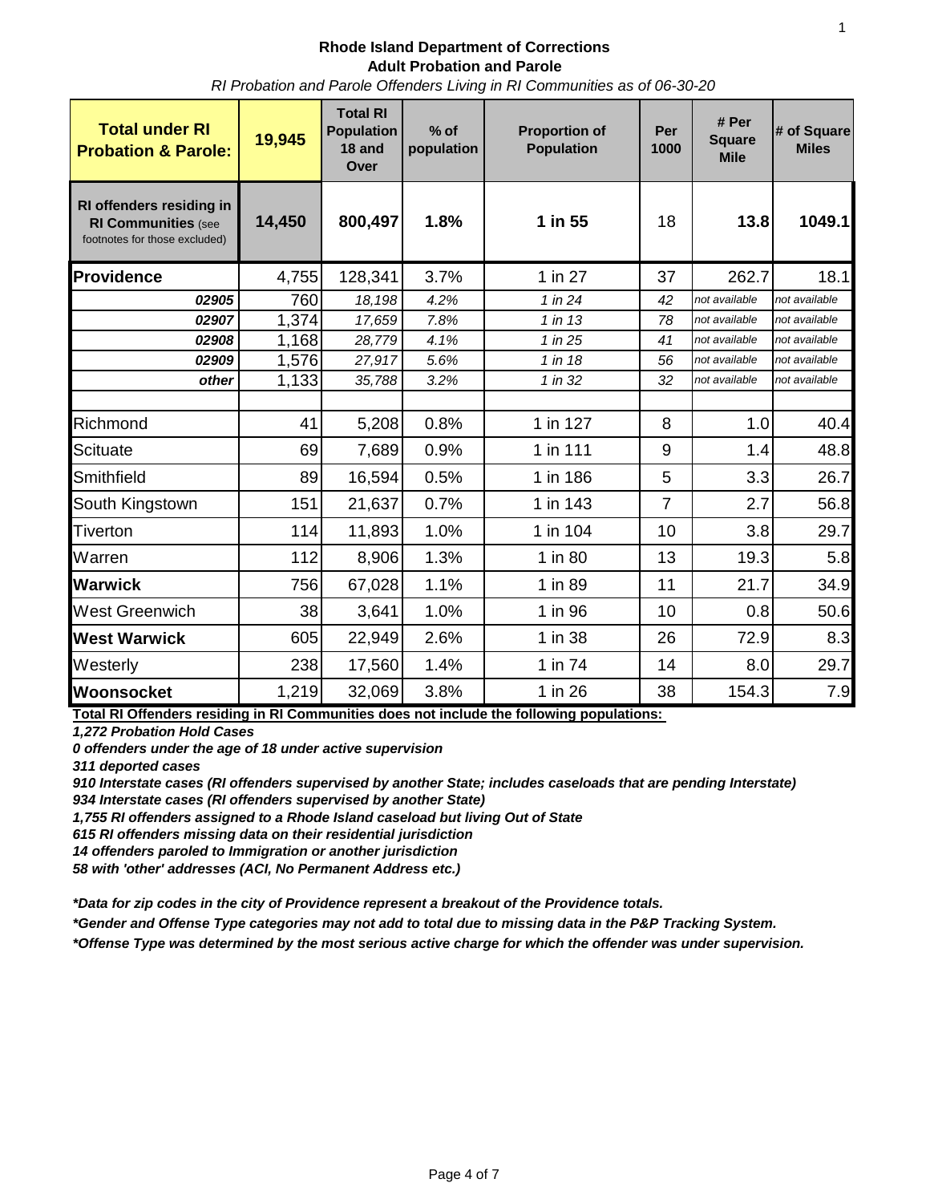**Rhode Island Department of Corrections**
**Adult Probation and Parole**
*RI Probation and Parole Offenders Living in RI Communities as of 06-30-20*

| **Total under RI Probation & Parole:** | **19,945** | **Total RI Population 18 and Over** | **% of population** | **Proportion of Population** | **Per 1000** | **# Per Square Mile** | **# of Square Miles** |
|---|---|---|---|---|---|---|---|
| **RI offenders residing in RI Communities** (see footnotes for those excluded) | **14,450** | **800,497** | **1.8%** | **1 in 55** | 18 | **13.8** | **1049.1** |
| **Providence** | 4,755 | 128,341 | 3.7% | 1 in 27 | 37 | 262.7 | 18.1 |
| ***02905*** | 760 | *18,198* | *4.2%* | *1 in 24* | *42* | *not available* | *not available* |
| ***02907*** | 1,374 | *17,659* | *7.8%* | *1 in 13* | *78* | *not available* | *not available* |
| ***02908*** | 1,168 | *28,779* | *4.1%* | *1 in 25* | *41* | *not available* | *not available* |
| ***02909*** | 1,576 | *27,917* | *5.6%* | *1 in 18* | *56* | *not available* | *not available* |
| ***other*** | 1,133 | *35,788* | *3.2%* | *1 in 32* | *32* | *not available* | *not available* |
| | | | | | | | |
| Richmond | 41 | 5,208 | 0.8% | 1 in 127 | 8 | 1.0 | 40.4 |
| Scituate | 69 | 7,689 | 0.9% | 1 in 111 | 9 | 1.4 | 48.8 |
| Smithfield | 89 | 16,594 | 0.5% | 1 in 186 | 5 | 3.3 | 26.7 |
| South Kingstown | 151 | 21,637 | 0.7% | 1 in 143 | 7 | 2.7 | 56.8 |
| Tiverton | 114 | 11,893 | 1.0% | 1 in 104 | 10 | 3.8 | 29.7 |
| Warren | 112 | 8,906 | 1.3% | 1 in 80 | 13 | 19.3 | 5.8 |
| **Warwick** | 756 | 67,028 | 1.1% | 1 in 89 | 11 | 21.7 | 34.9 |
| West Greenwich | 38 | 3,641 | 1.0% | 1 in 96 | 10 | 0.8 | 50.6 |
| **West Warwick** | 605 | 22,949 | 2.6% | 1 in 38 | 26 | 72.9 | 8.3 |
| Westerly | 238 | 17,560 | 1.4% | 1 in 74 | 14 | 8.0 | 29.7 |
| **Woonsocket** | 1,219 | 32,069 | 3.8% | 1 in 26 | 38 | 154.3 | 7.9 |

**Total RI Offenders residing in RI Communities does not include the following populations:**

***1,272 Probation Hold Cases***
***0 offenders under the age of 18 under active supervision***
***311 deported cases***
***910 Interstate cases (RI offenders supervised by another State; includes caseloads that are pending Interstate)***
***934 Interstate cases (RI offenders supervised by another State)***
***1,755 RI offenders assigned to a Rhode Island caseload but living Out of State***
***615 RI offenders missing data on their residential jurisdiction***
***14 offenders paroled to Immigration or another jurisdiction***
***58 with 'other' addresses (ACI, No Permanent Address etc.)***

***\*Data for zip codes in the city of Providence represent a breakout of the Providence totals.***
***\*Gender and Offense Type categories may not add to total due to missing data in the P&P Tracking System.***
***\*Offense Type was determined by the most serious active charge for which the offender was under supervision.***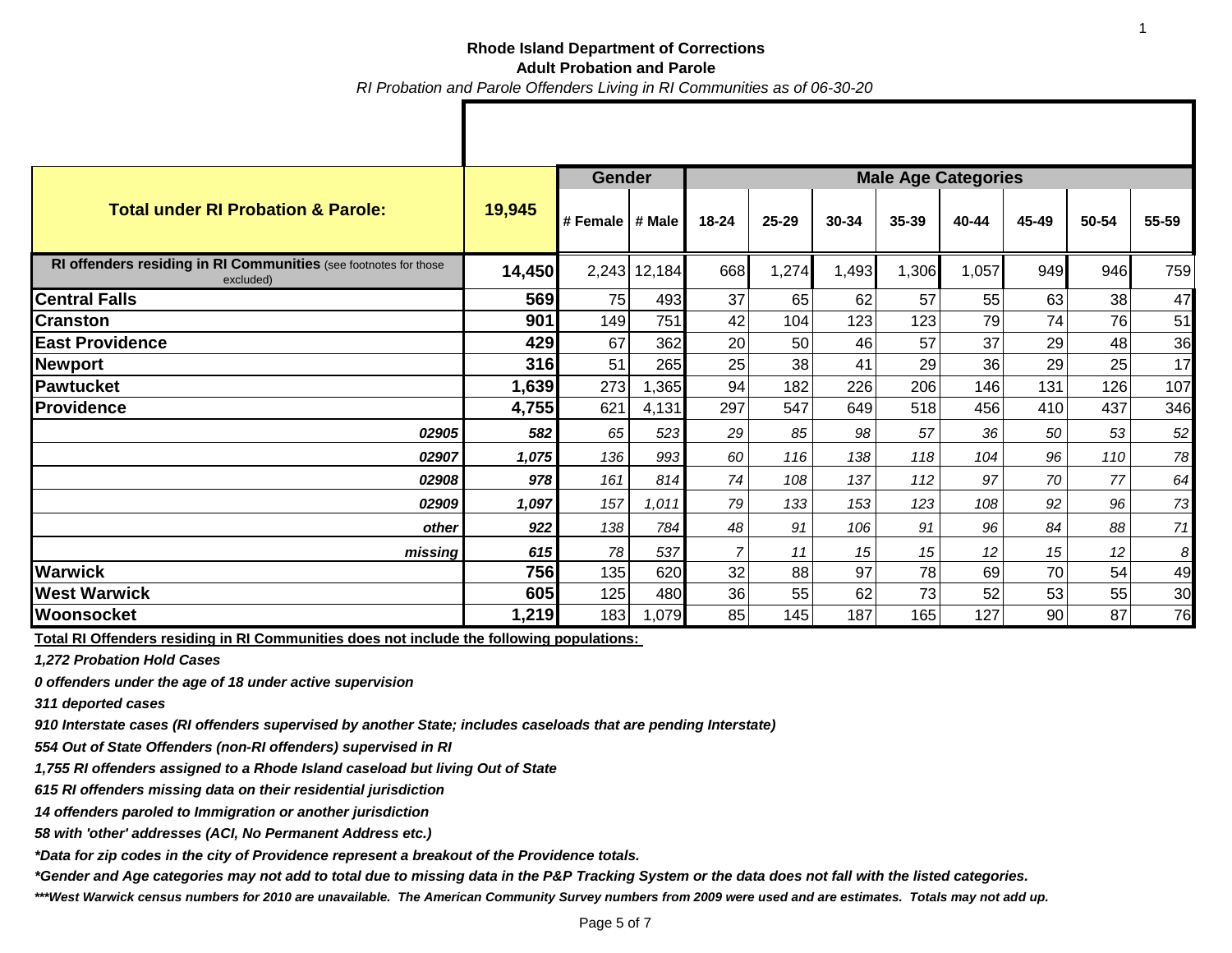**Rhode Island Department of Corrections**
**Adult Probation and Parole**
*RI Probation and Parole Offenders Living in RI Communities as of 06-30-20*

| **Total under RI Probation & Parole:** | **19,945** | **Gender** | | **Male Age Categories** | | | | | | | |
|---|---|---|---|---|---|---|---|---|---|---|---|
| | | **# Female** | **# Male** | **18-24** | **25-29** | **30-34** | **35-39** | **40-44** | **45-49** | **50-54** | **55-59** |
| **RI offenders residing in RI Communities** (see footnotes for those excluded) | **14,450** | 2,243 | 12,184 | 668 | 1,274 | 1,493 | 1,306 | 1,057 | 949 | 946 | 759 |
| **Central Falls** | **569** | 75 | 493 | 37 | 65 | 62 | 57 | 55 | 63 | 38 | 47 |
| **Cranston** | **901** | 149 | 751 | 42 | 104 | 123 | 123 | 79 | 74 | 76 | 51 |
| **East Providence** | **429** | 67 | 362 | 20 | 50 | 46 | 57 | 37 | 29 | 48 | 36 |
| **Newport** | **316** | 51 | 265 | 25 | 38 | 41 | 29 | 36 | 29 | 25 | 17 |
| **Pawtucket** | **1,639** | 273 | 1,365 | 94 | 182 | 226 | 206 | 146 | 131 | 126 | 107 |
| **Providence** | **4,755** | 621 | 4,131 | 297 | 547 | 649 | 518 | 456 | 410 | 437 | 346 |
| ***02905*** | ***582*** | *65* | *523* | *29* | *85* | *98* | *57* | *36* | *50* | *53* | *52* |
| ***02907*** | ***1,075*** | *136* | *993* | *60* | *116* | *138* | *118* | *104* | *96* | *110* | *78* |
| ***02908*** | ***978*** | *161* | *814* | *74* | *108* | *137* | *112* | *97* | *70* | *77* | *64* |
| ***02909*** | ***1,097*** | *157* | *1,011* | *79* | *133* | *153* | *123* | *108* | *92* | *96* | *73* |
| ***other*** | ***922*** | *138* | *784* | *48* | *91* | *106* | *91* | *96* | *84* | *88* | *71* |
| ***missing*** | ***615*** | *78* | *537* | *7* | *11* | *15* | *15* | *12* | *15* | *12* | *8* |
| **Warwick** | **756** | 135 | 620 | 32 | 88 | 97 | 78 | 69 | 70 | 54 | 49 |
| **West Warwick** | **605** | 125 | 480 | 36 | 55 | 62 | 73 | 52 | 53 | 55 | 30 |
| **Woonsocket** | **1,219** | 183 | 1,079 | 85 | 145 | 187 | 165 | 127 | 90 | 87 | 76 |

**Total RI Offenders residing in RI Communities does not include the following populations:**

***1,272 Probation Hold Cases***

***0 offenders under the age of 18 under active supervision***

***311 deported cases***

***910 Interstate cases (RI offenders supervised by another State; includes caseloads that are pending Interstate)***

***554 Out of State Offenders (non-RI offenders) supervised in RI***

***1,755 RI offenders assigned to a Rhode Island caseload but living Out of State***

***615 RI offenders missing data on their residential jurisdiction***

***14 offenders paroled to Immigration or another jurisdiction***

***58 with 'other' addresses (ACI, No Permanent Address etc.)***

***\*Data for zip codes in the city of Providence represent a breakout of the Providence totals.***

***\*Gender and Age categories may not add to total due to missing data in the P&P Tracking System or the data does not fall with the listed categories.***

***\*\*\*West Warwick census numbers for 2010 are unavailable. The American Community Survey numbers from 2009 were used and are estimates. Totals may not add up.***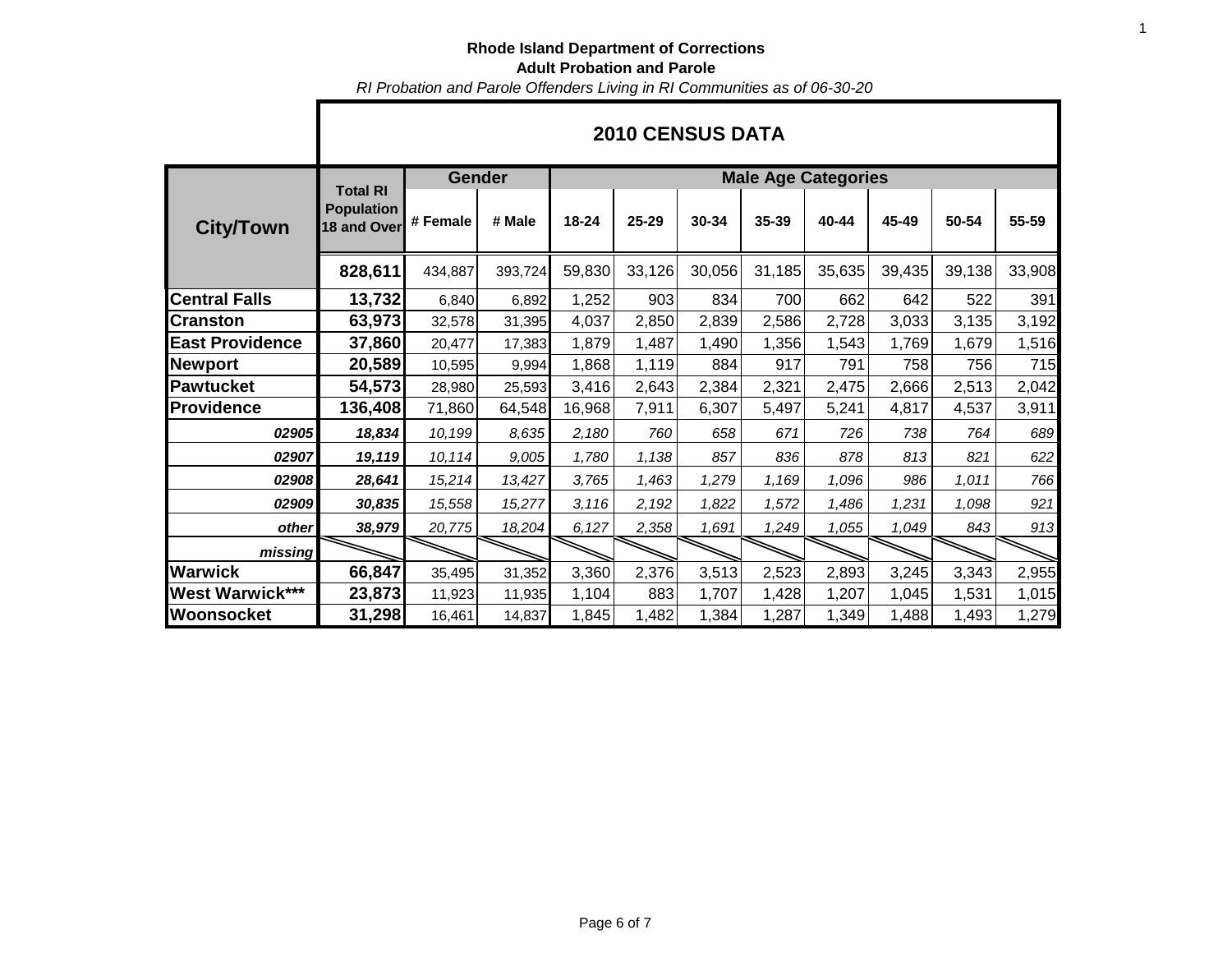**Rhode Island Department of Corrections**

**Adult Probation and Parole**

*RI Probation and Parole Offenders Living in RI Communities as of 06-30-20*

## 2010 CENSUS DATA

| City/Town | Total RI Population 18 and Over | Gender | | Male Age Categories | | | | | | | |
|---|---|---|---|---|---|---|---|---|---|---|---|
| | | # Female | # Male | 18-24 | 25-29 | 30-34 | 35-39 | 40-44 | 45-49 | 50-54 | 55-59 |
| | **828,611** | 434,887 | 393,724 | 59,830 | 33,126 | 30,056 | 31,185 | 35,635 | 39,435 | 39,138 | 33,908 |
| **Central Falls** | **13,732** | 6,840 | 6,892 | 1,252 | 903 | 834 | 700 | 662 | 642 | 522 | 391 |
| **Cranston** | **63,973** | 32,578 | 31,395 | 4,037 | 2,850 | 2,839 | 2,586 | 2,728 | 3,033 | 3,135 | 3,192 |
| **East Providence** | **37,860** | 20,477 | 17,383 | 1,879 | 1,487 | 1,490 | 1,356 | 1,543 | 1,769 | 1,679 | 1,516 |
| **Newport** | **20,589** | 10,595 | 9,994 | 1,868 | 1,119 | 884 | 917 | 791 | 758 | 756 | 715 |
| **Pawtucket** | **54,573** | 28,980 | 25,593 | 3,416 | 2,643 | 2,384 | 2,321 | 2,475 | 2,666 | 2,513 | 2,042 |
| **Providence** | **136,408** | 71,860 | 64,548 | 16,968 | 7,911 | 6,307 | 5,497 | 5,241 | 4,817 | 4,537 | 3,911 |
| ***02905*** | ***18,834*** | *10,199* | *8,635* | *2,180* | *760* | *658* | *671* | *726* | *738* | *764* | *689* |
| ***02907*** | ***19,119*** | *10,114* | *9,005* | *1,780* | *1,138* | *857* | *836* | *878* | *813* | *821* | *622* |
| ***02908*** | ***28,641*** | *15,214* | *13,427* | *3,765* | *1,463* | *1,279* | *1,169* | *1,096* | *986* | *1,011* | *766* |
| ***02909*** | ***30,835*** | *15,558* | *15,277* | *3,116* | *2,192* | *1,822* | *1,572* | *1,486* | *1,231* | *1,098* | *921* |
| ***other*** | ***38,979*** | *20,775* | *18,204* | *6,127* | *2,358* | *1,691* | *1,249* | *1,055* | *1,049* | *843* | *913* |
| ***missing*** | | | | | | | | | | | |
| **Warwick** | **66,847** | 35,495 | 31,352 | 3,360 | 2,376 | 3,513 | 2,523 | 2,893 | 3,245 | 3,343 | 2,955 |
| **West Warwick*** ** | **23,873** | 11,923 | 11,935 | 1,104 | 883 | 1,707 | 1,428 | 1,207 | 1,045 | 1,531 | 1,015 |
| **Woonsocket** | **31,298** | 16,461 | 14,837 | 1,845 | 1,482 | 1,384 | 1,287 | 1,349 | 1,488 | 1,493 | 1,279 |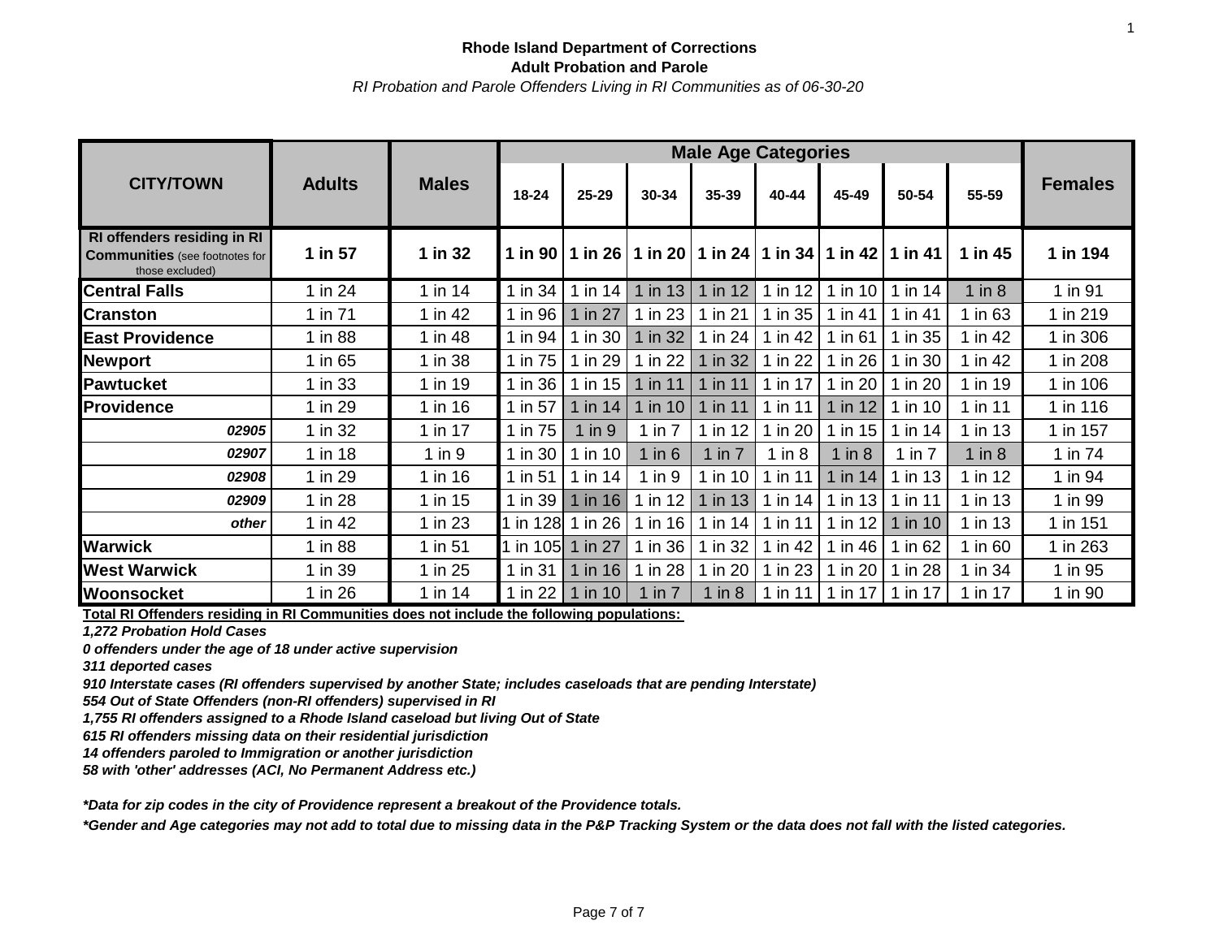**Rhode Island Department of Corrections**

**Adult Probation and Parole**

*RI Probation and Parole Offenders Living in RI Communities as of 06-30-20*

| CITY/TOWN | Adults | Males | Male Age Categories | | | | | | | | Females |
|---|---|---|---|---|---|---|---|---|---|---|---|
| | | | 18-24 | 25-29 | 30-34 | 35-39 | 40-44 | 45-49 | 50-54 | 55-59 | |
| **RI offenders residing in RI Communities** (see footnotes for those excluded) | **1 in 57** | **1 in 32** | **1 in 90** | **1 in 26** | **1 in 20** | **1 in 24** | **1 in 34** | **1 in 42** | **1 in 41** | **1 in 45** | **1 in 194** |
| **Central Falls** | 1 in 24 | 1 in 14 | 1 in 34 | 1 in 14 | 1 in 13 | 1 in 12 | 1 in 12 | 1 in 10 | 1 in 14 | 1 in 8 | 1 in 91 |
| **Cranston** | 1 in 71 | 1 in 42 | 1 in 96 | 1 in 27 | 1 in 23 | 1 in 21 | 1 in 35 | 1 in 41 | 1 in 41 | 1 in 63 | 1 in 219 |
| **East Providence** | 1 in 88 | 1 in 48 | 1 in 94 | 1 in 30 | 1 in 32 | 1 in 24 | 1 in 42 | 1 in 61 | 1 in 35 | 1 in 42 | 1 in 306 |
| **Newport** | 1 in 65 | 1 in 38 | 1 in 75 | 1 in 29 | 1 in 22 | 1 in 32 | 1 in 22 | 1 in 26 | 1 in 30 | 1 in 42 | 1 in 208 |
| **Pawtucket** | 1 in 33 | 1 in 19 | 1 in 36 | 1 in 15 | 1 in 11 | 1 in 11 | 1 in 17 | 1 in 20 | 1 in 20 | 1 in 19 | 1 in 106 |
| **Providence** | 1 in 29 | 1 in 16 | 1 in 57 | 1 in 14 | 1 in 10 | 1 in 11 | 1 in 11 | 1 in 12 | 1 in 10 | 1 in 11 | 1 in 116 |
| ***02905*** | 1 in 32 | 1 in 17 | 1 in 75 | 1 in 9 | 1 in 7 | 1 in 12 | 1 in 20 | 1 in 15 | 1 in 14 | 1 in 13 | 1 in 157 |
| ***02907*** | 1 in 18 | 1 in 9 | 1 in 30 | 1 in 10 | 1 in 6 | 1 in 7 | 1 in 8 | 1 in 8 | 1 in 7 | 1 in 8 | 1 in 74 |
| ***02908*** | 1 in 29 | 1 in 16 | 1 in 51 | 1 in 14 | 1 in 9 | 1 in 10 | 1 in 11 | 1 in 14 | 1 in 13 | 1 in 12 | 1 in 94 |
| ***02909*** | 1 in 28 | 1 in 15 | 1 in 39 | 1 in 16 | 1 in 12 | 1 in 13 | 1 in 14 | 1 in 13 | 1 in 11 | 1 in 13 | 1 in 99 |
| ***other*** | 1 in 42 | 1 in 23 | 1 in 128 | 1 in 26 | 1 in 16 | 1 in 14 | 1 in 11 | 1 in 12 | 1 in 10 | 1 in 13 | 1 in 151 |
| **Warwick** | 1 in 88 | 1 in 51 | 1 in 105 | 1 in 27 | 1 in 36 | 1 in 32 | 1 in 42 | 1 in 46 | 1 in 62 | 1 in 60 | 1 in 263 |
| **West Warwick** | 1 in 39 | 1 in 25 | 1 in 31 | 1 in 16 | 1 in 28 | 1 in 20 | 1 in 23 | 1 in 20 | 1 in 28 | 1 in 34 | 1 in 95 |
| **Woonsocket** | 1 in 26 | 1 in 14 | 1 in 22 | 1 in 10 | 1 in 7 | 1 in 8 | 1 in 11 | 1 in 17 | 1 in 17 | 1 in 17 | 1 in 90 |

**Total RI Offenders residing in RI Communities does not include the following populations:**

***1,272 Probation Hold Cases***

***0 offenders under the age of 18 under active supervision***

***311 deported cases***

***910 Interstate cases (RI offenders supervised by another State; includes caseloads that are pending Interstate)***

***554 Out of State Offenders (non-RI offenders) supervised in RI***

***1,755 RI offenders assigned to a Rhode Island caseload but living Out of State***

***615 RI offenders missing data on their residential jurisdiction***

***14 offenders paroled to Immigration or another jurisdiction***

***58 with 'other' addresses (ACI, No Permanent Address etc.)***

****Data for zip codes in the city of Providence represent a breakout of the Providence totals.***

****Gender and Age categories may not add to total due to missing data in the P&P Tracking System or the data does not fall with the listed categories.***